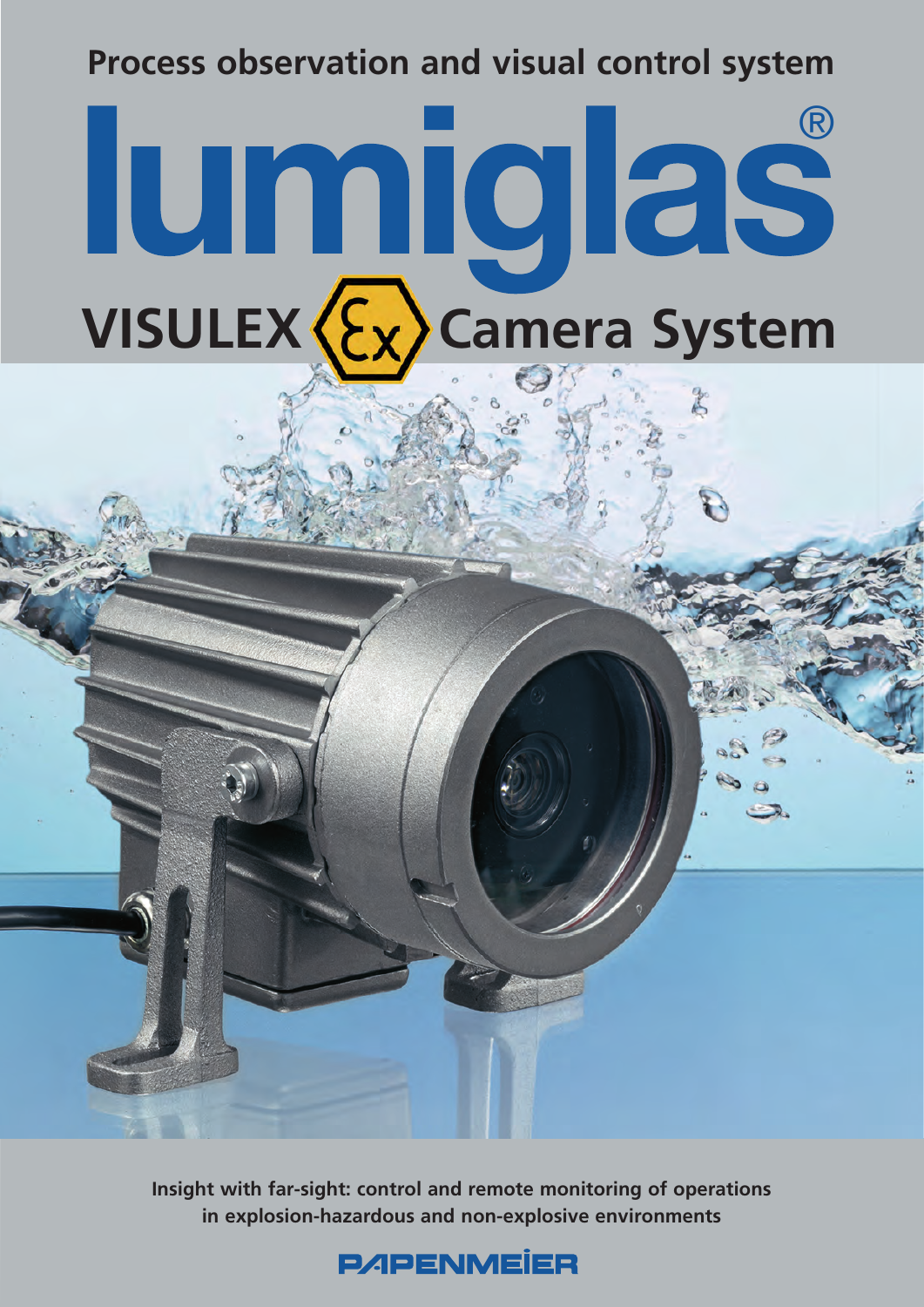Process observation and visual control system

# lumiglas®

## VISULEX Camera System

**Insight with far-sight: control and remote monitoring of operations in explosion-hazardous and non-explosive environments**

PAPENMEIER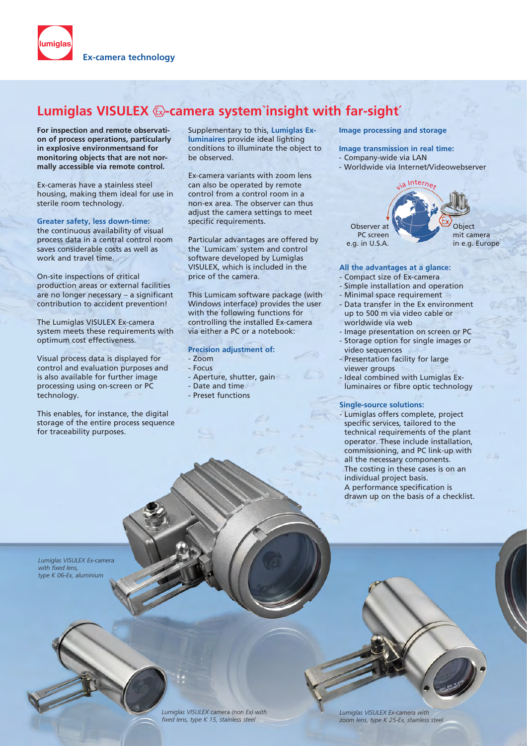Ex-camera technology

# Lumiglas VISULEX Ex-camera system`insight with far-sight´

**For inspection and remote observation of process operations, particularly in explosive environmentsand for monitoring objects that are not normally accessible via remote control.**

Ex-cameras have a stainless steel housing, making them ideal for use in sterile room technology.

**Greater safety, less down-time:**
the continuous availability of visual process data in a central control room saves considerable costs as well as work and travel time.

On-site inspections of critical production areas or external facilities are no longer necessary – a significant contribution to accident prevention!

The Lumiglas VISULEX Ex-camera system meets these requirements with optimum cost effectiveness.

Visual process data is displayed for control and evaluation purposes and is also available for further image processing using on-screen or PC technology.

This enables, for instance, the digital storage of the entire process sequence for traceability purposes.

Supplementary to this, **Lumiglas Ex-luminaires** provide ideal lighting conditions to illuminate the object to be observed.

Ex-camera variants with zoom lens can also be operated by remote control from a control room in a non-ex area. The observer can thus adjust the camera settings to meet specific requirements.

Particular advantages are offered by the `Lumicam´ system and control software developed by Lumiglas VISULEX, which is included in the price of the camera.

This Lumicam software package (with Windows interface) provides the user with the following functions for controlling the installed Ex-camera via either a PC or a notebook:

**Precision adjustment of:**
- Zoom
- Focus
- Aperture, shutter, gain
- Date and time
- Preset functions

**Image processing and storage**

**Image transmission in real time:**
- Company-wide via LAN
- Worldwide via Internet/Videowebserver

via Internet

Observer at PC screen e.g. in U.S.A.

Object mit camera in e.g. Europe

**All the advantages at a glance:**
- Compact size of Ex-camera
- Simple installation and operation
- Minimal space requirement
- Data transfer in the Ex environment up to 500 m via video cable or worldwide via web
- Image presentation on screen or PC
- Storage option for single images or video sequences
- Presentation facility for large viewer groups
- Ideal combined with Lumiglas Ex-luminaires or fibre optic technology

**Single-source solutions:**
- Lumiglas offers complete, project specific services, tailored to the technical requirements of the plant operator. These include installation, commissioning, and PC link-up with all the necessary components. The costing in these cases is on an individual project basis. A performance specification is drawn up on the basis of a checklist.

*Lumiglas VISULEX Ex-camera with fixed lens, type K 06-Ex, aluminium*

*Lumiglas VISULEX camera (non Ex) with fixed lens, type K 15, stainless steel*

*Lumiglas VISULEX Ex-camera with zoom lens, type K 25-Ex, stainless steel*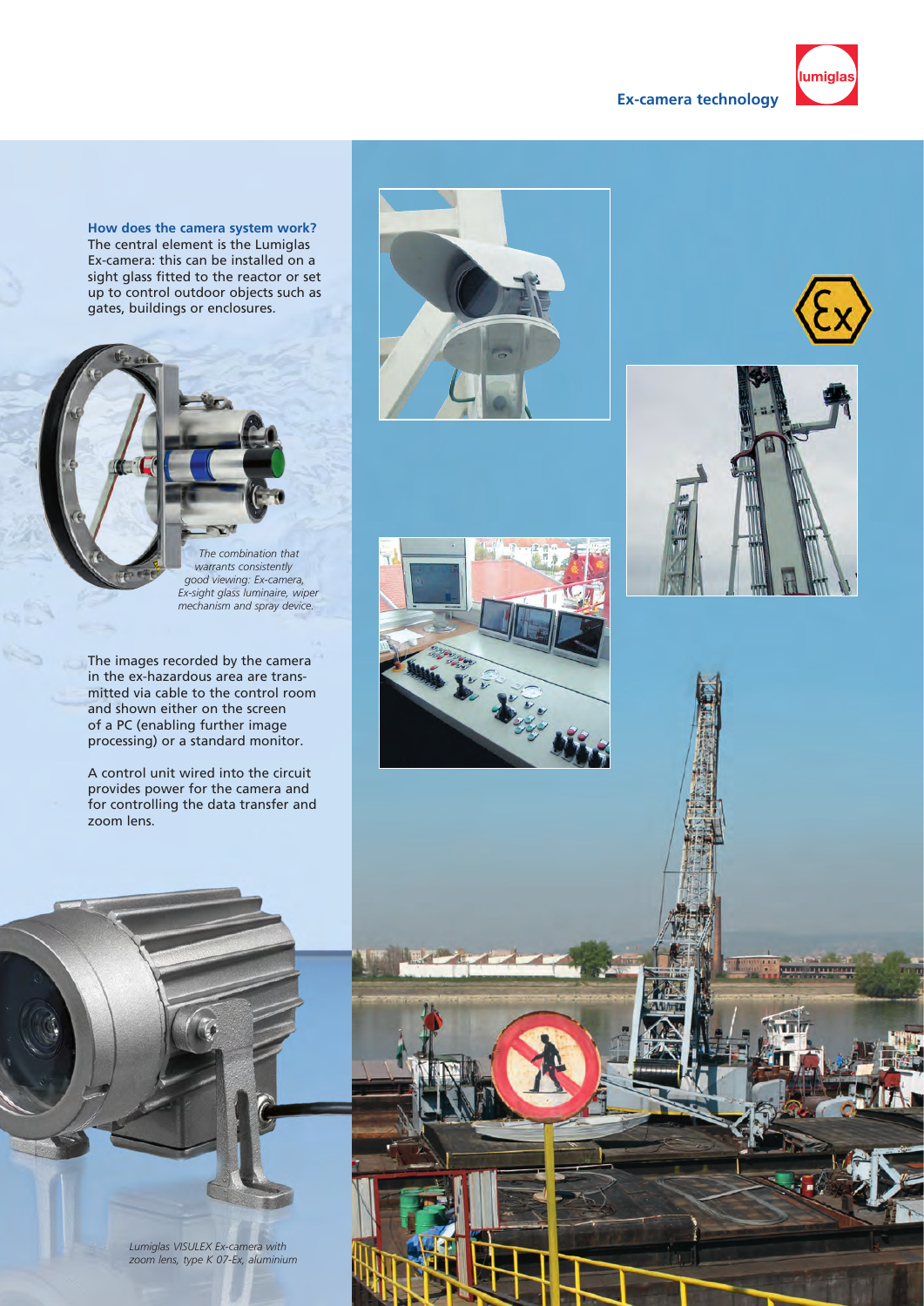### How does the camera system work?

The central element is the Lumiglas Ex-camera: this can be installed on a sight glass fitted to the reactor or set up to control outdoor objects such as gates, buildings or enclosures.

*The combination that warrants consistently good viewing: Ex-camera, Ex-sight glass luminaire, wiper mechanism and spray device.*

The images recorded by the camera in the ex-hazardous area are transmitted via cable to the control room and shown either on the screen of a PC (enabling further image processing) or a standard monitor.

A control unit wired into the circuit provides power for the camera and for controlling the data transfer and zoom lens.

*Lumiglas VISULEX Ex-camera with zoom lens, type K 07-Ex, aluminium*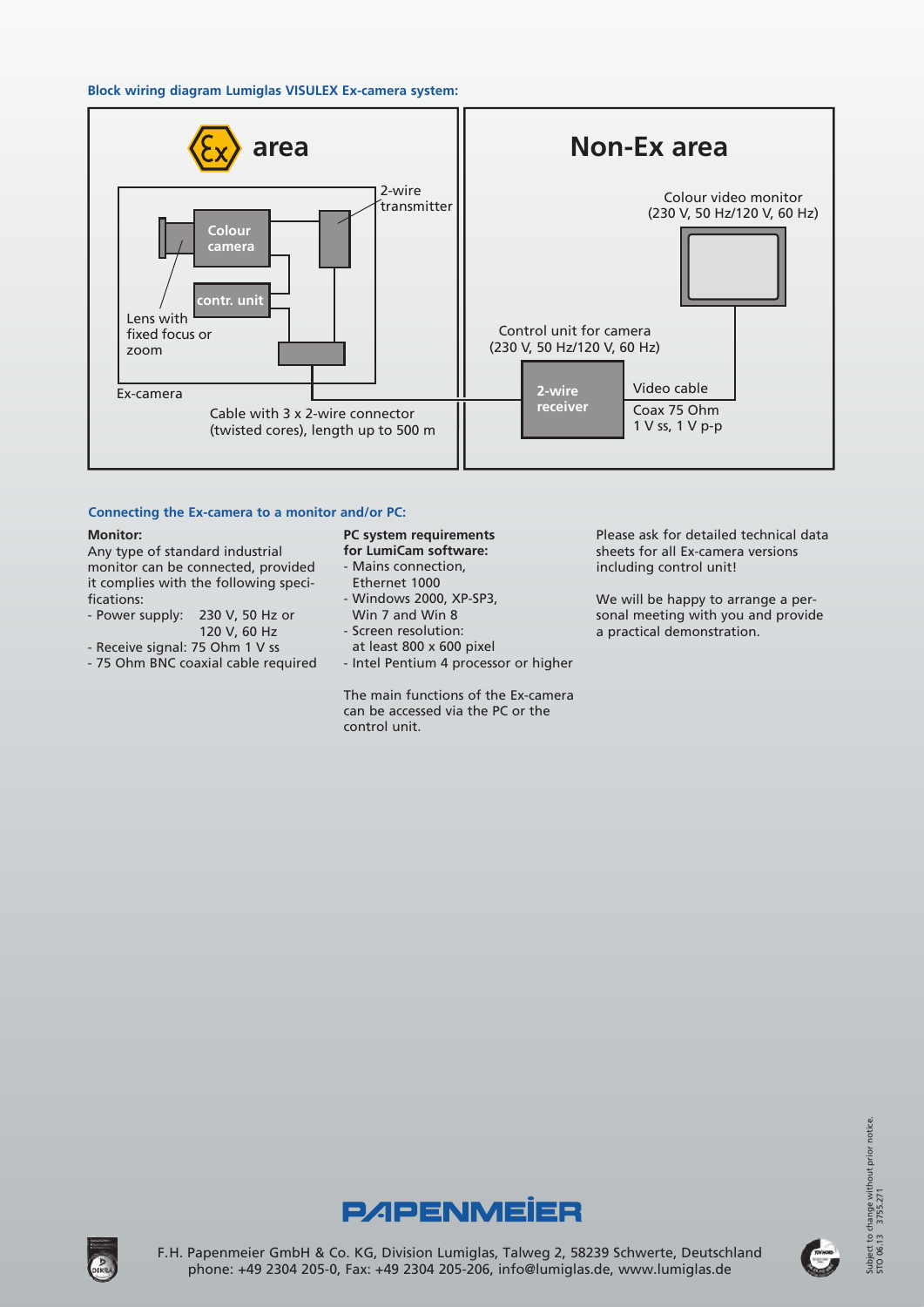**Block wiring diagram Lumiglas VISULEX Ex-camera system:**

Ex area

Non-Ex area

2-wire transmitter

Colour camera

contr. unit

Lens with fixed focus or zoom

Ex-camera

Cable with 3 x 2-wire connector (twisted cores), length up to 500 m

Colour video monitor (230 V, 50 Hz/120 V, 60 Hz)

Control unit for camera (230 V, 50 Hz/120 V, 60 Hz)

2-wire receiver

Video cable

Coax 75 Ohm
1 V ss, 1 V p-p

**Connecting the Ex-camera to a monitor and/or PC:**

**Monitor:**
Any type of standard industrial monitor can be connected, provided it complies with the following specifications:

- Power supply: 230 V, 50 Hz or 120 V, 60 Hz
- Receive signal: 75 Ohm 1 V ss
- 75 Ohm BNC coaxial cable required

**PC system requirements for LumiCam software:**

- Mains connection, Ethernet 1000
- Windows 2000, XP-SP3, Win 7 and Win 8
- Screen resolution: at least 800 x 600 pixel
- Intel Pentium 4 processor or higher

The main functions of the Ex-camera can be accessed via the PC or the control unit.

Please ask for detailed technical data sheets for all Ex-camera versions including control unit!

We will be happy to arrange a personal meeting with you and provide a practical demonstration.

PAPENMEIER

F.H. Papenmeier GmbH & Co. KG, Division Lumiglas, Talweg 2, 58239 Schwerte, Deutschland
phone: +49 2304 205-0, Fax: +49 2304 205-206, info@lumiglas.de, www.lumiglas.de

Subject to change without prior notice.
STO 06.13 3755.271